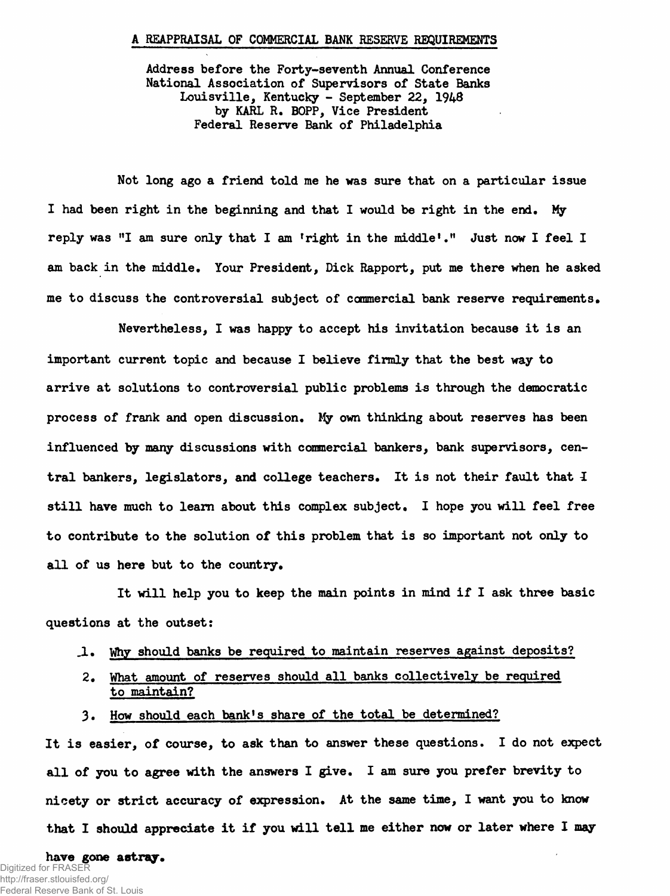# A REAPPRAISAL OF COMMERCIAL BANK RESERVE REQUIREMENTS

Address before the Forty-seventh Annual Conference
National Association of Supervisors of State Banks
Louisville, Kentucky - September 22, 1948
by KARL R. BOPP, Vice President
Federal Reserve Bank of Philadelphia

Not long ago a friend told me he was sure that on a particular issue I had been right in the beginning and that I would be right in the end. My reply was "I am sure only that I am 'right in the middle'." Just now I feel I am back in the middle. Your President, Dick Rapport, put me there when he asked me to discuss the controversial subject of commercial bank reserve requirements.

Nevertheless, I was happy to accept his invitation because it is an important current topic and because I believe firmly that the best way to arrive at solutions to controversial public problems is through the democratic process of frank and open discussion. My own thinking about reserves has been influenced by many discussions with commercial bankers, bank supervisors, central bankers, legislators, and college teachers. It is not their fault that I still have much to learn about this complex subject. I hope you will feel free to contribute to the solution of this problem that is so important not only to all of us here but to the country.

It will help you to keep the main points in mind if I ask three basic questions at the outset:

1. Why should banks be required to maintain reserves against deposits?
2. What amount of reserves should all banks collectively be required to maintain?
3. How should each bank's share of the total be determined?

It is easier, of course, to ask than to answer these questions. I do not expect all of you to agree with the answers I give. I am sure you prefer brevity to nicety or strict accuracy of expression. At the same time, I want you to know that I should appreciate it if you will tell me either now or later where I may have gone astray.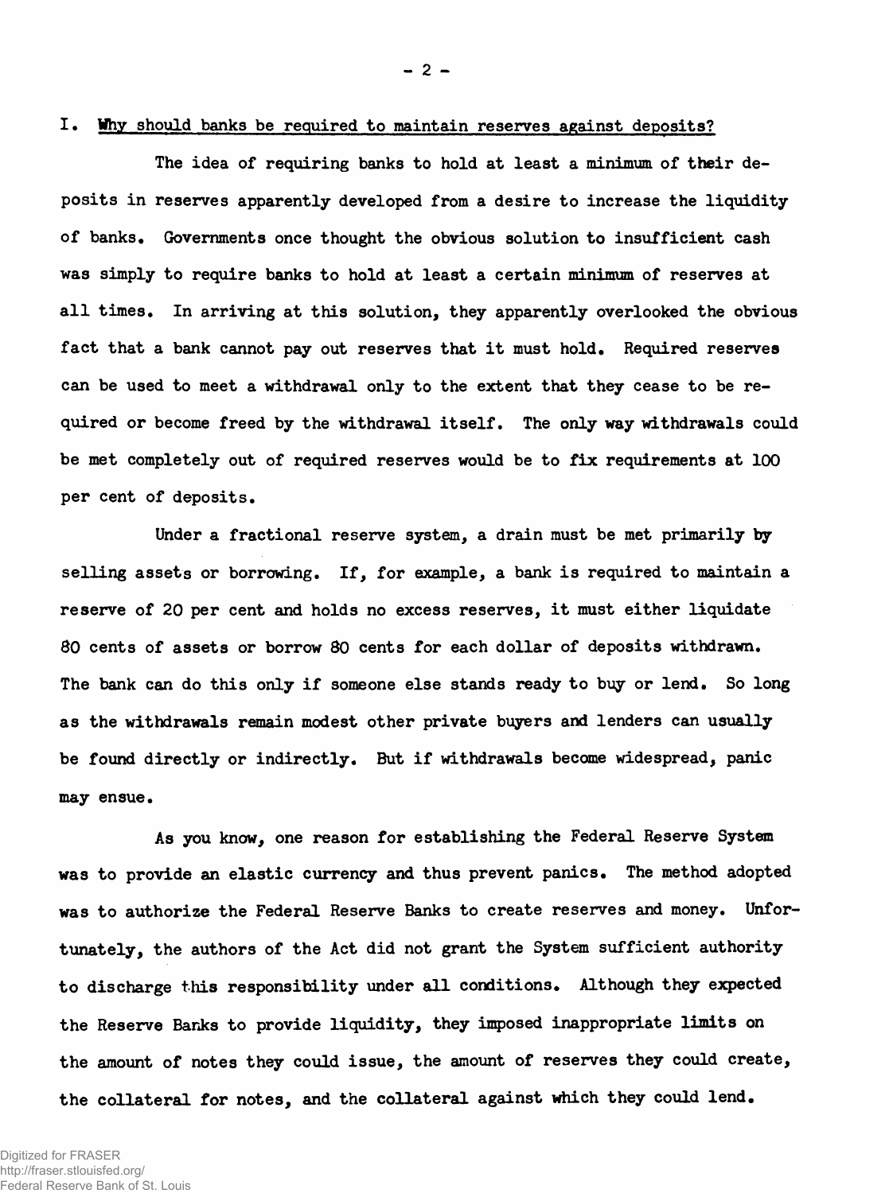## I. Why should banks be required to maintain reserves against deposits?

The idea of requiring banks to hold at least a minimum of their deposits in reserves apparently developed from a desire to increase the liquidity of banks. Governments once thought the obvious solution to insufficient cash was simply to require banks to hold at least a certain minimum of reserves at all times. In arriving at this solution, they apparently overlooked the obvious fact that a bank cannot pay out reserves that it must hold. Required reserves can be used to meet a withdrawal only to the extent that they cease to be required or become freed by the withdrawal itself. The only way withdrawals could be met completely out of required reserves would be to fix requirements at 100 per cent of deposits.

Under a fractional reserve system, a drain must be met primarily by selling assets or borrowing. If, for example, a bank is required to maintain a reserve of 20 per cent and holds no excess reserves, it must either liquidate 80 cents of assets or borrow 80 cents for each dollar of deposits withdrawn. The bank can do this only if someone else stands ready to buy or lend. So long as the withdrawals remain modest other private buyers and lenders can usually be found directly or indirectly. But if withdrawals become widespread, panic may ensue.

As you know, one reason for establishing the Federal Reserve System was to provide an elastic currency and thus prevent panics. The method adopted was to authorize the Federal Reserve Banks to create reserves and money. Unfortunately, the authors of the Act did not grant the System sufficient authority to discharge this responsibility under all conditions. Although they expected the Reserve Banks to provide liquidity, they imposed inappropriate limits on the amount of notes they could issue, the amount of reserves they could create, the collateral for notes, and the collateral against which they could lend.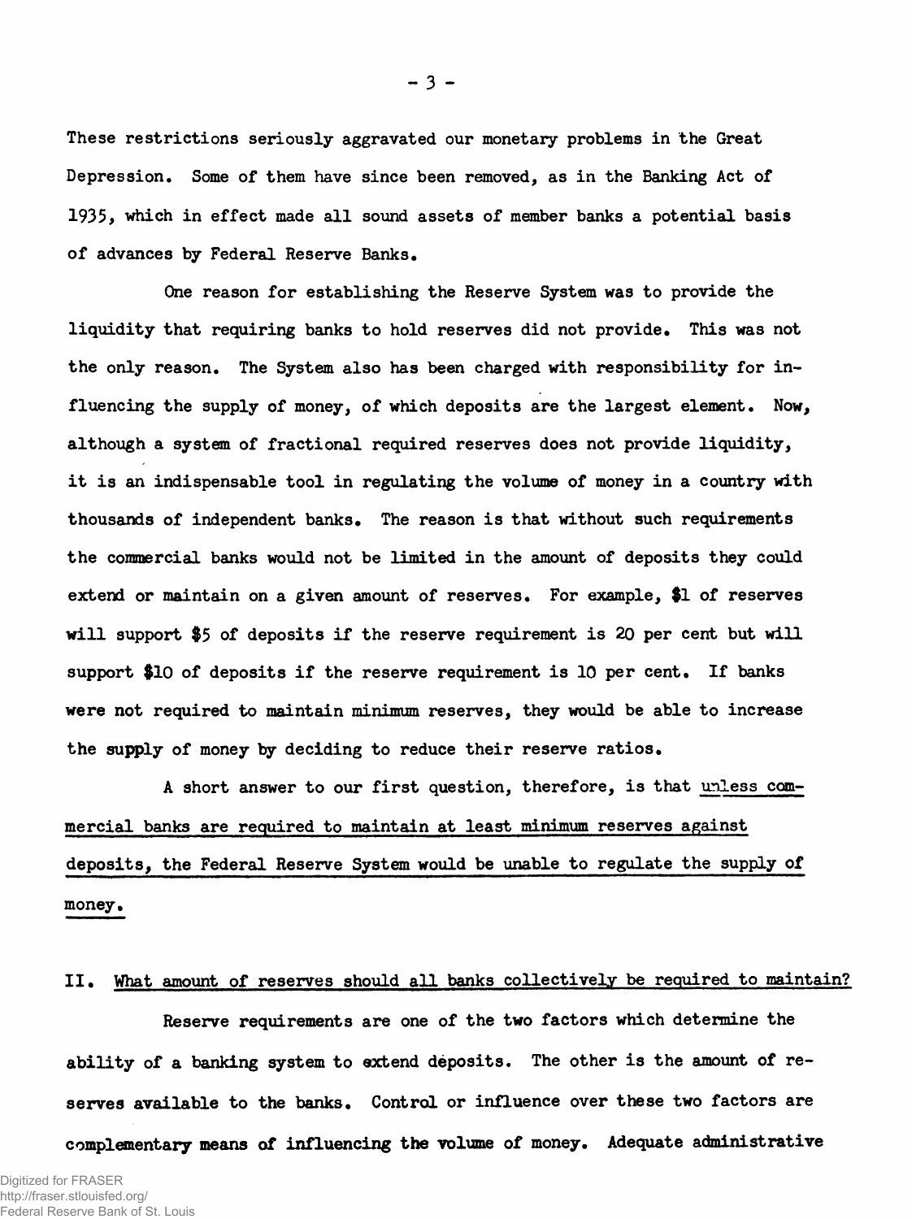These restrictions seriously aggravated our monetary problems in the Great Depression. Some of them have since been removed, as in the Banking Act of 1935, which in effect made all sound assets of member banks a potential basis of advances by Federal Reserve Banks.

One reason for establishing the Reserve System was to provide the liquidity that requiring banks to hold reserves did not provide. This was not the only reason. The System also has been charged with responsibility for influencing the supply of money, of which deposits are the largest element. Now, although a system of fractional required reserves does not provide liquidity, it is an indispensable tool in regulating the volume of money in a country with thousands of independent banks. The reason is that without such requirements the commercial banks would not be limited in the amount of deposits they could extend or maintain on a given amount of reserves. For example, $1 of reserves will support $5 of deposits if the reserve requirement is 20 per cent but will support $10 of deposits if the reserve requirement is 10 per cent. If banks were not required to maintain minimum reserves, they would be able to increase the supply of money by deciding to reduce their reserve ratios.

A short answer to our first question, therefore, is that <u>unless commercial banks are required to maintain at least minimum reserves against deposits, the Federal Reserve System would be unable to regulate the supply of money.</u>

## II. <u>What amount of reserves should all banks collectively be required to maintain?</u>

Reserve requirements are one of the two factors which determine the ability of a banking system to extend deposits. The other is the amount of reserves available to the banks. Control or influence over these two factors are complementary means of influencing the volume of money. Adequate administrative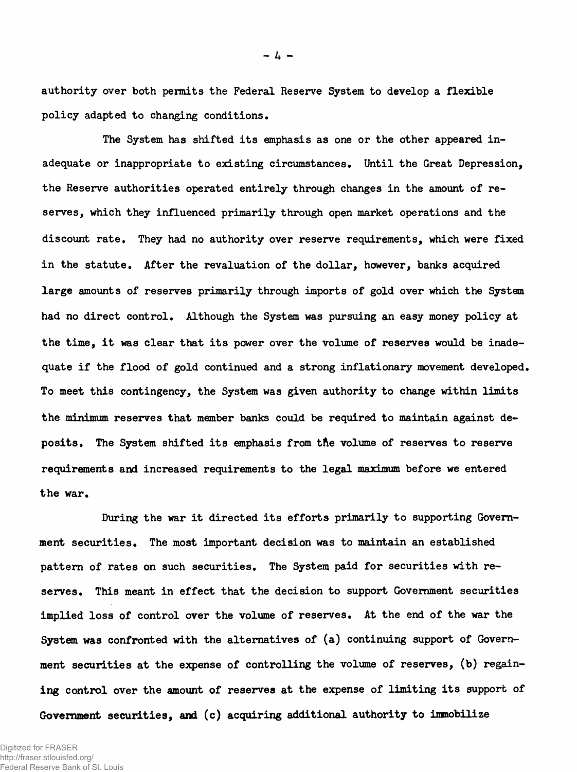authority over both permits the Federal Reserve System to develop a flexible policy adapted to changing conditions.

The System has shifted its emphasis as one or the other appeared inadequate or inappropriate to existing circumstances. Until the Great Depression, the Reserve authorities operated entirely through changes in the amount of reserves, which they influenced primarily through open market operations and the discount rate. They had no authority over reserve requirements, which were fixed in the statute. After the revaluation of the dollar, however, banks acquired large amounts of reserves primarily through imports of gold over which the System had no direct control. Although the System was pursuing an easy money policy at the time, it was clear that its power over the volume of reserves would be inadequate if the flood of gold continued and a strong inflationary movement developed. To meet this contingency, the System was given authority to change within limits the minimum reserves that member banks could be required to maintain against deposits. The System shifted its emphasis from the volume of reserves to reserve requirements and increased requirements to the legal maximum before we entered the war.

During the war it directed its efforts primarily to supporting Government securities. The most important decision was to maintain an established pattern of rates on such securities. The System paid for securities with reserves. This meant in effect that the decision to support Government securities implied loss of control over the volume of reserves. At the end of the war the System was confronted with the alternatives of (a) continuing support of Government securities at the expense of controlling the volume of reserves, (b) regaining control over the amount of reserves at the expense of limiting its support of Government securities, and (c) acquiring additional authority to immobilize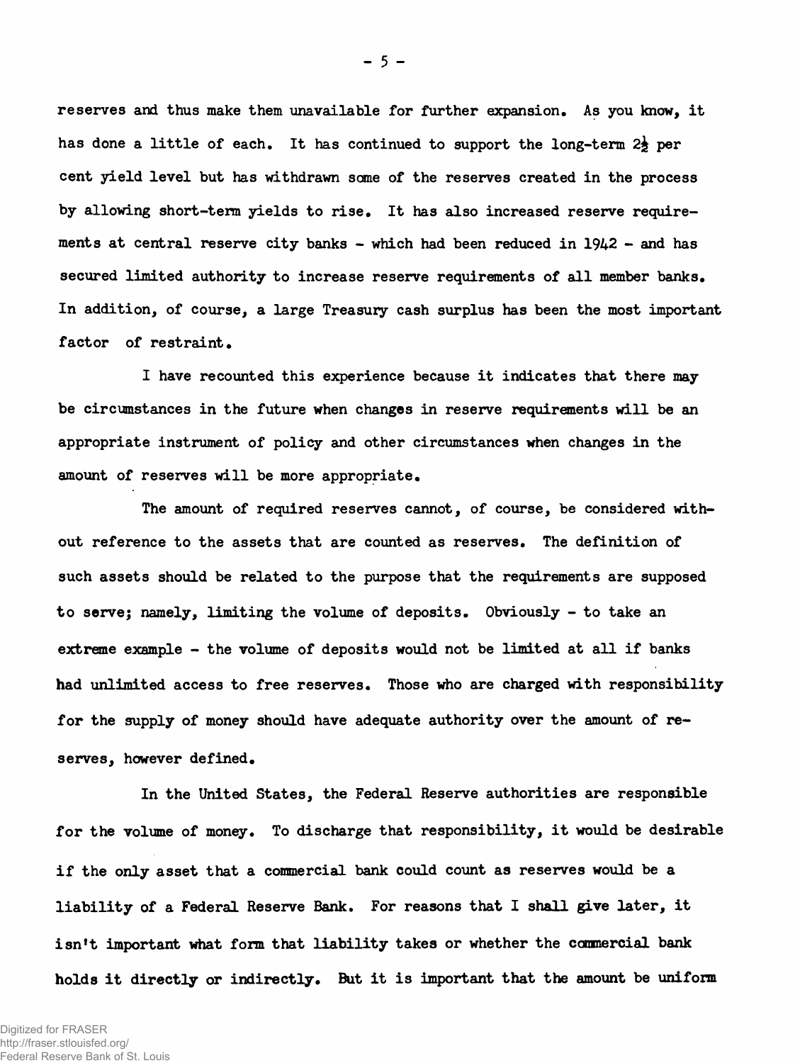reserves and thus make them unavailable for further expansion. As you know, it has done a little of each. It has continued to support the long-term 2½ per cent yield level but has withdrawn some of the reserves created in the process by allowing short-term yields to rise. It has also increased reserve requirements at central reserve city banks - which had been reduced in 1942 - and has secured limited authority to increase reserve requirements of all member banks. In addition, of course, a large Treasury cash surplus has been the most important factor of restraint.

I have recounted this experience because it indicates that there may be circumstances in the future when changes in reserve requirements will be an appropriate instrument of policy and other circumstances when changes in the amount of reserves will be more appropriate.

The amount of required reserves cannot, of course, be considered without reference to the assets that are counted as reserves. The definition of such assets should be related to the purpose that the requirements are supposed to serve; namely, limiting the volume of deposits. Obviously - to take an extreme example - the volume of deposits would not be limited at all if banks had unlimited access to free reserves. Those who are charged with responsibility for the supply of money should have adequate authority over the amount of reserves, however defined.

In the United States, the Federal Reserve authorities are responsible for the volume of money. To discharge that responsibility, it would be desirable if the only asset that a commercial bank could count as reserves would be a liability of a Federal Reserve Bank. For reasons that I shall give later, it isn't important what form that liability takes or whether the commercial bank holds it directly or indirectly. But it is important that the amount be uniform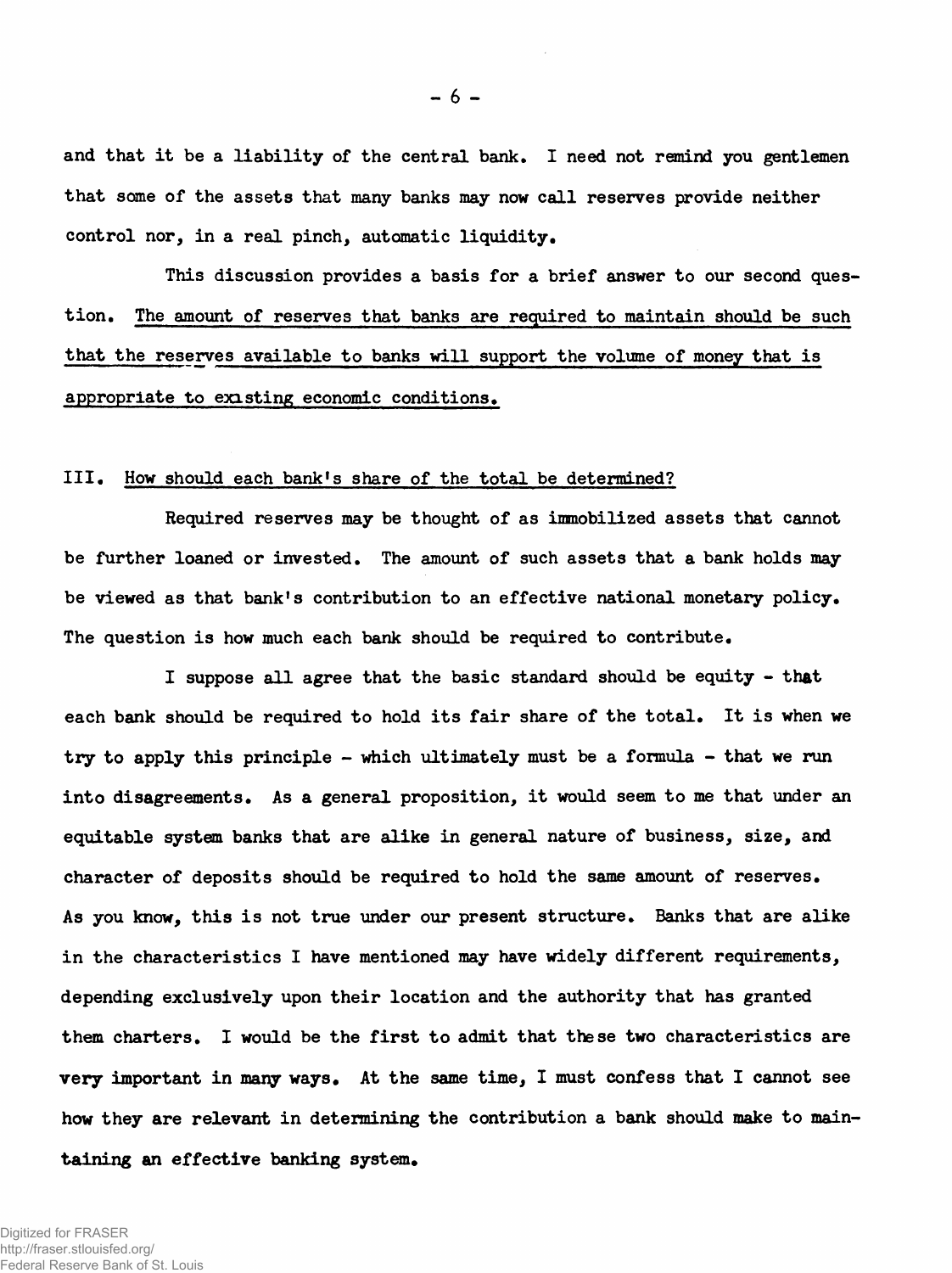and that it be a liability of the central bank. I need not remind you gentlemen that some of the assets that many banks may now call reserves provide neither control nor, in a real pinch, automatic liquidity.

This discussion provides a basis for a brief answer to our second question. <u>The amount of reserves that banks are required to maintain should be such that the reserves available to banks will support the volume of money that is appropriate to existing economic conditions.</u>

## III. <u>How should each bank's share of the total be determined?</u>

Required reserves may be thought of as immobilized assets that cannot be further loaned or invested. The amount of such assets that a bank holds may be viewed as that bank's contribution to an effective national monetary policy. The question is how much each bank should be required to contribute.

I suppose all agree that the basic standard should be equity - that each bank should be required to hold its fair share of the total. It is when we try to apply this principle - which ultimately must be a formula - that we run into disagreements. As a general proposition, it would seem to me that under an equitable system banks that are alike in general nature of business, size, and character of deposits should be required to hold the same amount of reserves. As you know, this is not true under our present structure. Banks that are alike in the characteristics I have mentioned may have widely different requirements, depending exclusively upon their location and the authority that has granted them charters. I would be the first to admit that these two characteristics are very important in many ways. At the same time, I must confess that I cannot see how they are relevant in determining the contribution a bank should make to maintaining an effective banking system.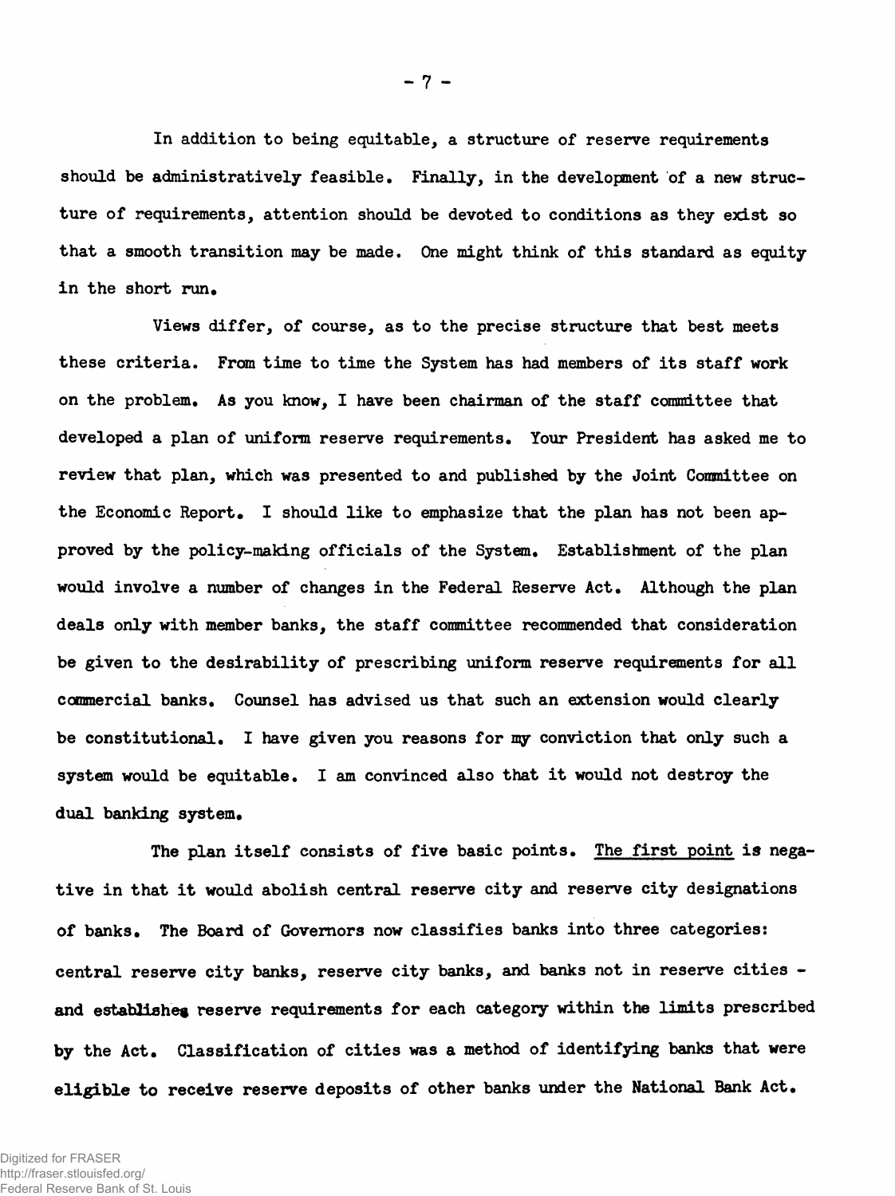In addition to being equitable, a structure of reserve requirements should be administratively feasible. Finally, in the development of a new structure of requirements, attention should be devoted to conditions as they exist so that a smooth transition may be made. One might think of this standard as equity in the short run.

Views differ, of course, as to the precise structure that best meets these criteria. From time to time the System has had members of its staff work on the problem. As you know, I have been chairman of the staff committee that developed a plan of uniform reserve requirements. Your President has asked me to review that plan, which was presented to and published by the Joint Committee on the Economic Report. I should like to emphasize that the plan has not been approved by the policy-making officials of the System. Establishment of the plan would involve a number of changes in the Federal Reserve Act. Although the plan deals only with member banks, the staff committee recommended that consideration be given to the desirability of prescribing uniform reserve requirements for all commercial banks. Counsel has advised us that such an extension would clearly be constitutional. I have given you reasons for my conviction that only such a system would be equitable. I am convinced also that it would not destroy the dual banking system.

The plan itself consists of five basic points. <u>The first point</u> is negative in that it would abolish central reserve city and reserve city designations of banks. The Board of Governors now classifies banks into three categories: central reserve city banks, reserve city banks, and banks not in reserve cities - and establishes reserve requirements for each category within the limits prescribed by the Act. Classification of cities was a method of identifying banks that were eligible to receive reserve deposits of other banks under the National Bank Act.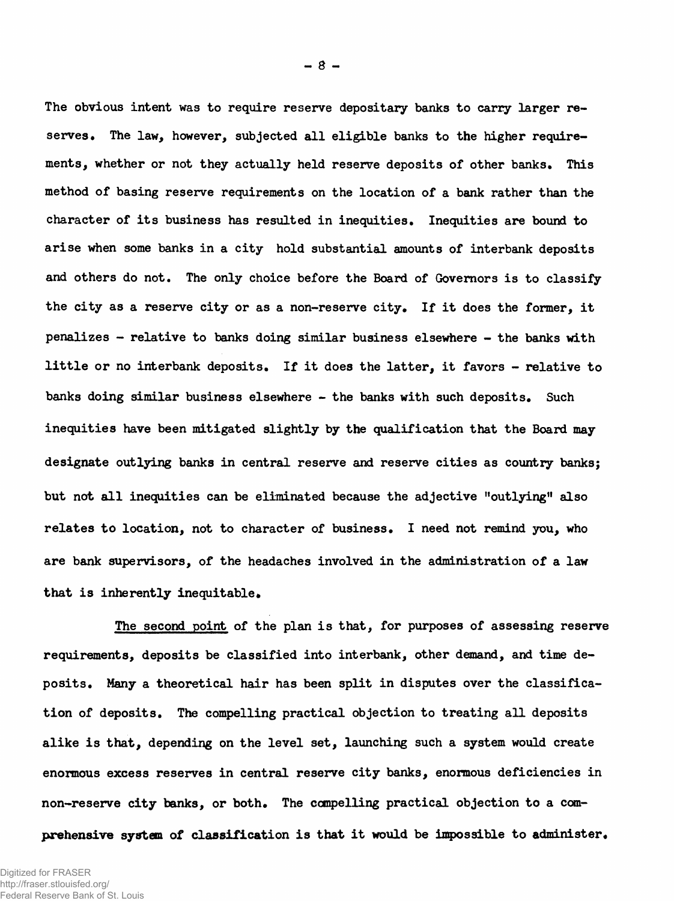The obvious intent was to require reserve depositary banks to carry larger reserves. The law, however, subjected all eligible banks to the higher requirements, whether or not they actually held reserve deposits of other banks. This method of basing reserve requirements on the location of a bank rather than the character of its business has resulted in inequities. Inequities are bound to arise when some banks in a city hold substantial amounts of interbank deposits and others do not. The only choice before the Board of Governors is to classify the city as a reserve city or as a non-reserve city. If it does the former, it penalizes - relative to banks doing similar business elsewhere - the banks with little or no interbank deposits. If it does the latter, it favors - relative to banks doing similar business elsewhere - the banks with such deposits. Such inequities have been mitigated slightly by the qualification that the Board may designate outlying banks in central reserve and reserve cities as country banks; but not all inequities can be eliminated because the adjective "outlying" also relates to location, not to character of business. I need not remind you, who are bank supervisors, of the headaches involved in the administration of a law that is inherently inequitable.

The second point of the plan is that, for purposes of assessing reserve requirements, deposits be classified into interbank, other demand, and time deposits. Many a theoretical hair has been split in disputes over the classification of deposits. The compelling practical objection to treating all deposits alike is that, depending on the level set, launching such a system would create enormous excess reserves in central reserve city banks, enormous deficiencies in non-reserve city banks, or both. The compelling practical objection to a comprehensive system of classification is that it would be impossible to administer.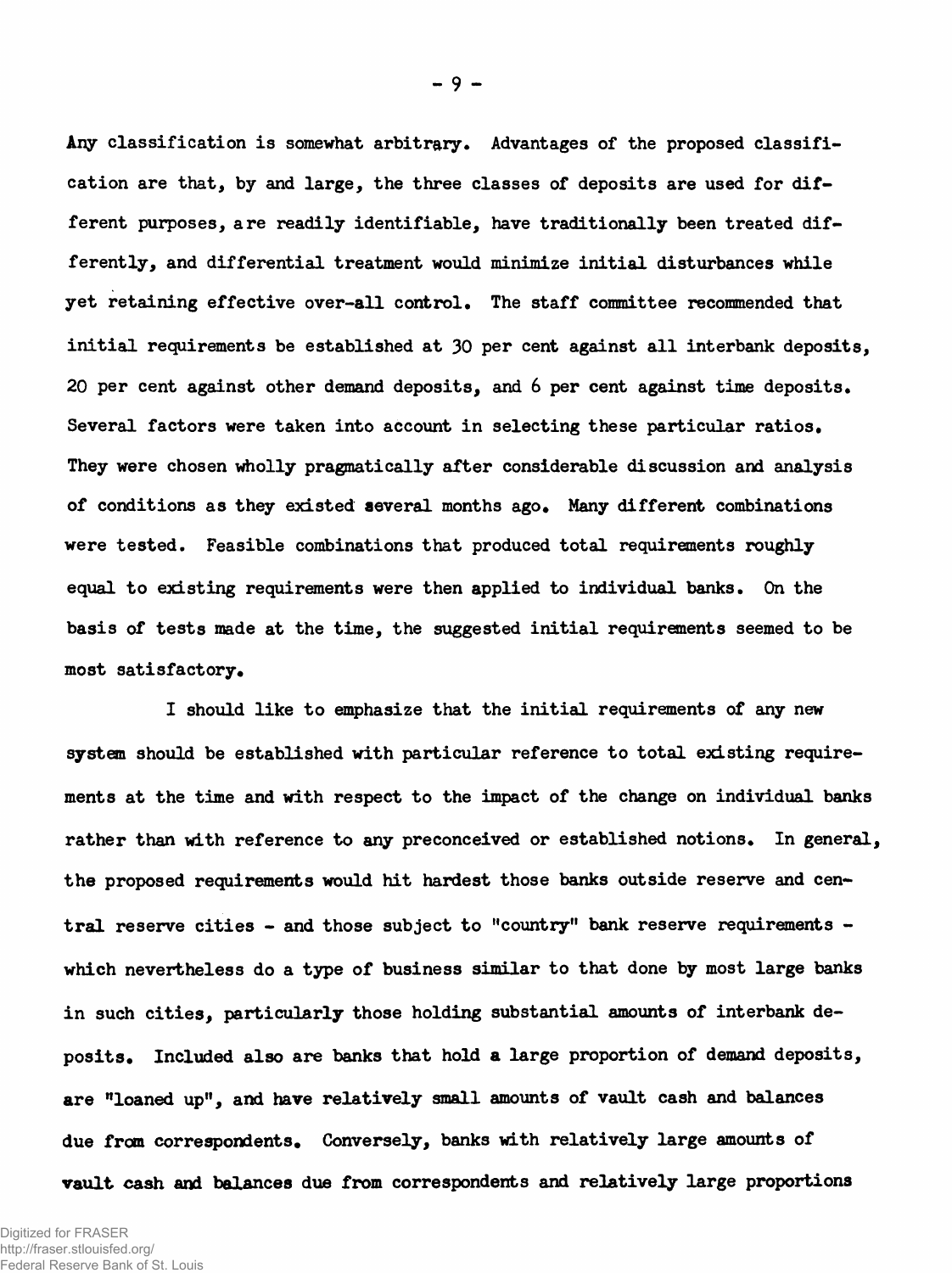Any classification is somewhat arbitrary. Advantages of the proposed classification are that, by and large, the three classes of deposits are used for different purposes, are readily identifiable, have traditionally been treated differently, and differential treatment would minimize initial disturbances while yet retaining effective over-all control. The staff committee recommended that initial requirements be established at 30 per cent against all interbank deposits, 20 per cent against other demand deposits, and 6 per cent against time deposits. Several factors were taken into account in selecting these particular ratios. They were chosen wholly pragmatically after considerable discussion and analysis of conditions as they existed several months ago. Many different combinations were tested. Feasible combinations that produced total requirements roughly equal to existing requirements were then applied to individual banks. On the basis of tests made at the time, the suggested initial requirements seemed to be most satisfactory.

I should like to emphasize that the initial requirements of any new system should be established with particular reference to total existing requirements at the time and with respect to the impact of the change on individual banks rather than with reference to any preconceived or established notions. In general, the proposed requirements would hit hardest those banks outside reserve and central reserve cities - and those subject to "country" bank reserve requirements - which nevertheless do a type of business similar to that done by most large banks in such cities, particularly those holding substantial amounts of interbank deposits. Included also are banks that hold a large proportion of demand deposits, are "loaned up", and have relatively small amounts of vault cash and balances due from correspondents. Conversely, banks with relatively large amounts of vault cash and balances due from correspondents and relatively large proportions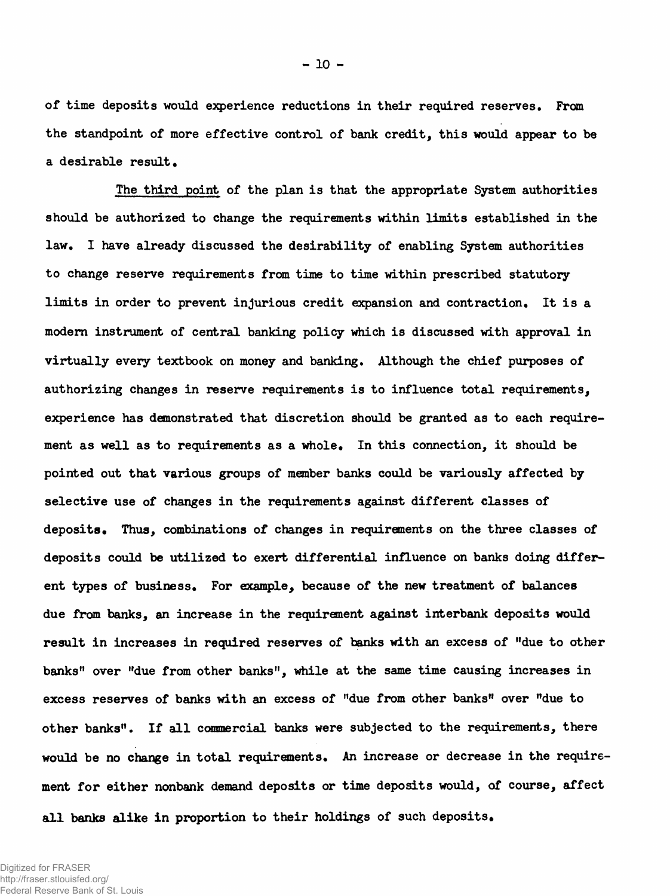of time deposits would experience reductions in their required reserves. From the standpoint of more effective control of bank credit, this would appear to be a desirable result.

The third point of the plan is that the appropriate System authorities should be authorized to change the requirements within limits established in the law. I have already discussed the desirability of enabling System authorities to change reserve requirements from time to time within prescribed statutory limits in order to prevent injurious credit expansion and contraction. It is a modern instrument of central banking policy which is discussed with approval in virtually every textbook on money and banking. Although the chief purposes of authorizing changes in reserve requirements is to influence total requirements, experience has demonstrated that discretion should be granted as to each requirement as well as to requirements as a whole. In this connection, it should be pointed out that various groups of member banks could be variously affected by selective use of changes in the requirements against different classes of deposits. Thus, combinations of changes in requirements on the three classes of deposits could be utilized to exert differential influence on banks doing different types of business. For example, because of the new treatment of balances due from banks, an increase in the requirement against interbank deposits would result in increases in required reserves of banks with an excess of "due to other banks" over "due from other banks", while at the same time causing increases in excess reserves of banks with an excess of "due from other banks" over "due to other banks". If all commercial banks were subjected to the requirements, there would be no change in total requirements. An increase or decrease in the requirement for either nonbank demand deposits or time deposits would, of course, affect all banks alike in proportion to their holdings of such deposits.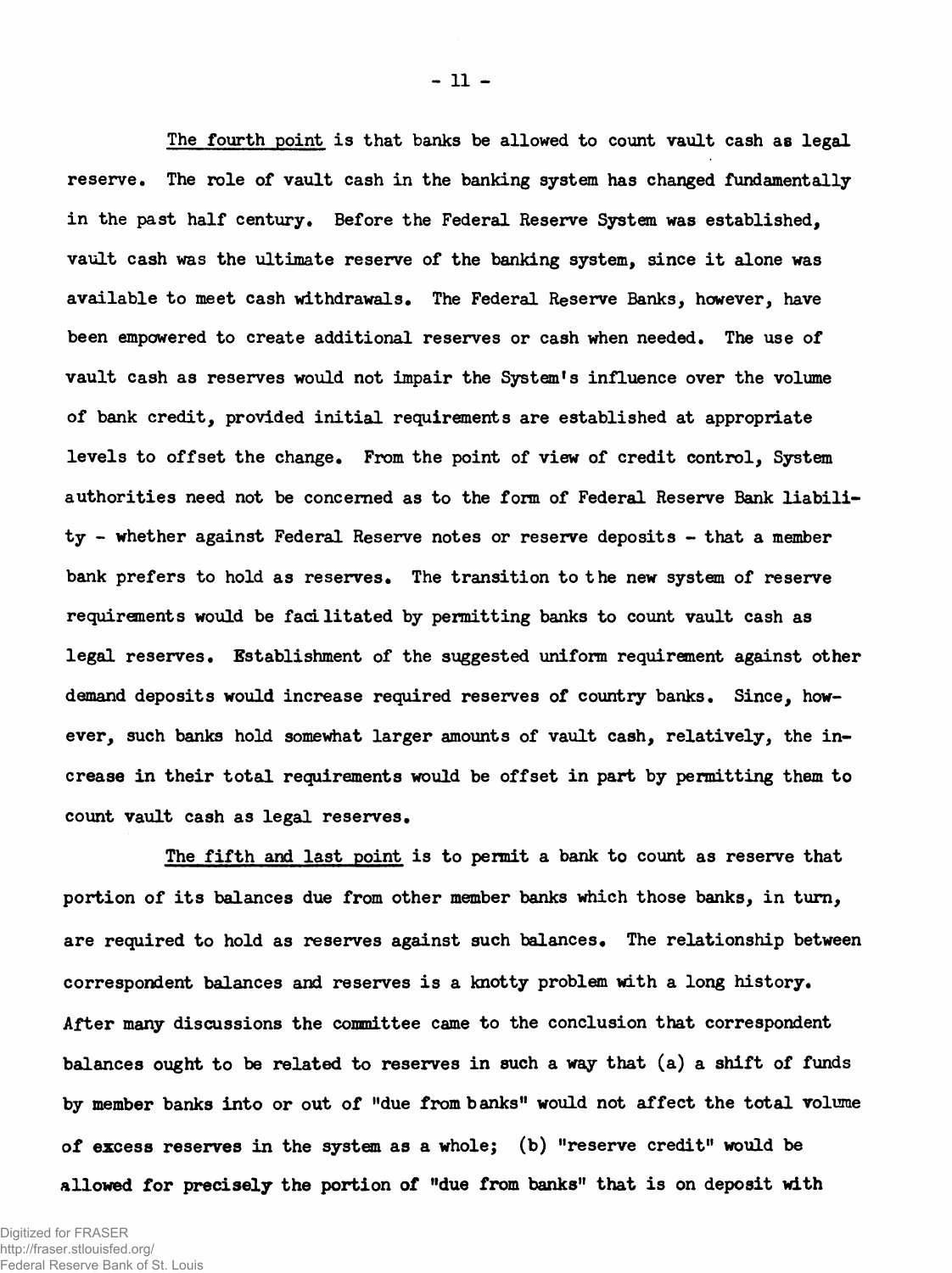The fourth point is that banks be allowed to count vault cash as legal reserve. The role of vault cash in the banking system has changed fundamentally in the past half century. Before the Federal Reserve System was established, vault cash was the ultimate reserve of the banking system, since it alone was available to meet cash withdrawals. The Federal Reserve Banks, however, have been empowered to create additional reserves or cash when needed. The use of vault cash as reserves would not impair the System's influence over the volume of bank credit, provided initial requirements are established at appropriate levels to offset the change. From the point of view of credit control, System authorities need not be concerned as to the form of Federal Reserve Bank liability - whether against Federal Reserve notes or reserve deposits - that a member bank prefers to hold as reserves. The transition to the new system of reserve requirements would be facilitated by permitting banks to count vault cash as legal reserves. Establishment of the suggested uniform requirement against other demand deposits would increase required reserves of country banks. Since, however, such banks hold somewhat larger amounts of vault cash, relatively, the increase in their total requirements would be offset in part by permitting them to count vault cash as legal reserves.

The fifth and last point is to permit a bank to count as reserve that portion of its balances due from other member banks which those banks, in turn, are required to hold as reserves against such balances. The relationship between correspondent balances and reserves is a knotty problem with a long history. After many discussions the committee came to the conclusion that correspondent balances ought to be related to reserves in such a way that (a) a shift of funds by member banks into or out of "due from banks" would not affect the total volume of excess reserves in the system as a whole; (b) "reserve credit" would be allowed for precisely the portion of "due from banks" that is on deposit with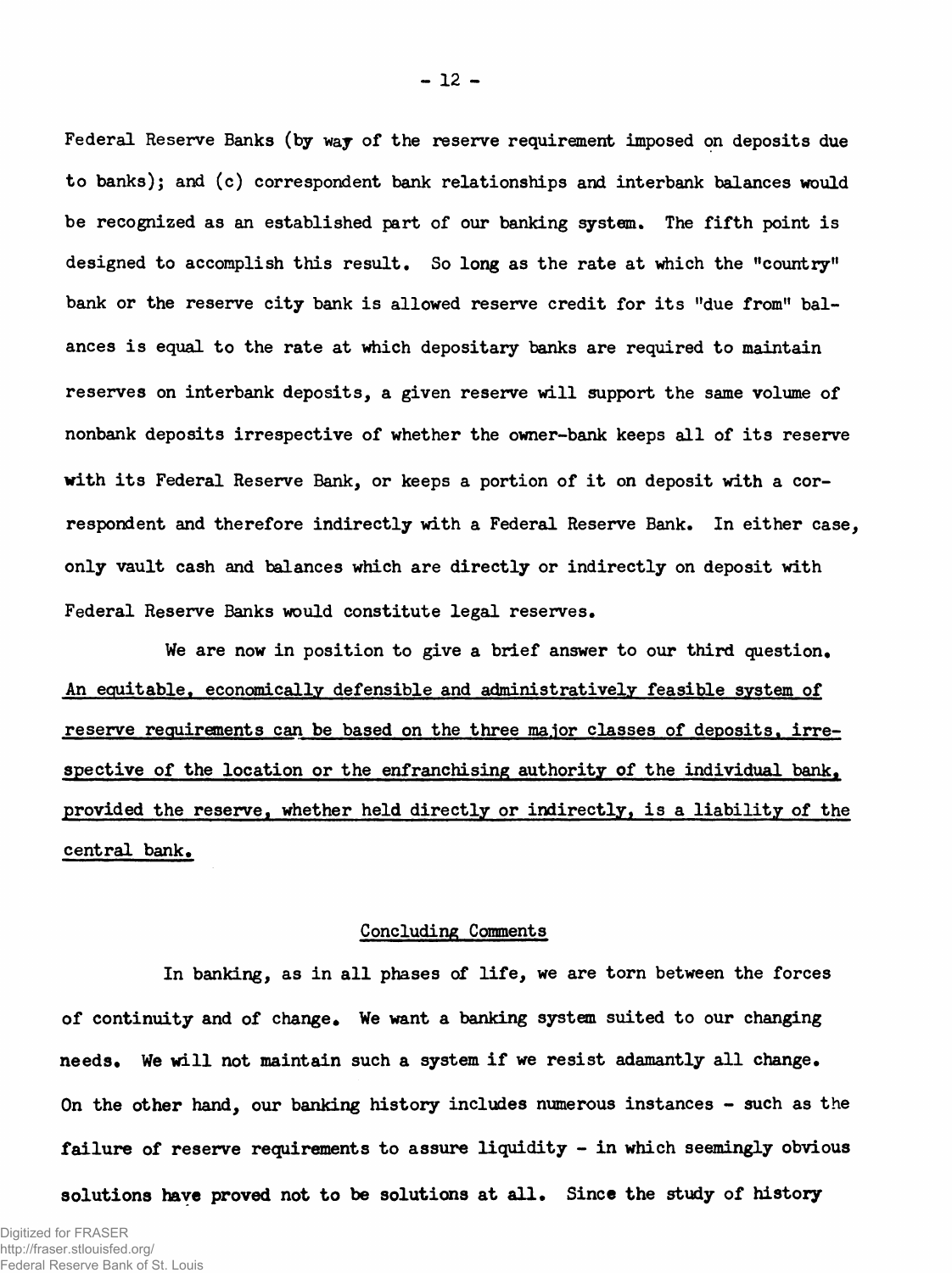Federal Reserve Banks (by way of the reserve requirement imposed on deposits due to banks); and (c) correspondent bank relationships and interbank balances would be recognized as an established part of our banking system. The fifth point is designed to accomplish this result. So long as the rate at which the "country" bank or the reserve city bank is allowed reserve credit for its "due from" balances is equal to the rate at which depositary banks are required to maintain reserves on interbank deposits, a given reserve will support the same volume of nonbank deposits irrespective of whether the owner-bank keeps all of its reserve with its Federal Reserve Bank, or keeps a portion of it on deposit with a correspondent and therefore indirectly with a Federal Reserve Bank. In either case, only vault cash and balances which are directly or indirectly on deposit with Federal Reserve Banks would constitute legal reserves.

We are now in position to give a brief answer to our third question. An equitable, economically defensible and administratively feasible system of reserve requirements can be based on the three major classes of deposits, irrespective of the location or the enfranchising authority of the individual bank, provided the reserve, whether held directly or indirectly, is a liability of the central bank.

## Concluding Comments

In banking, as in all phases of life, we are torn between the forces of continuity and of change. We want a banking system suited to our changing needs. We will not maintain such a system if we resist adamantly all change. On the other hand, our banking history includes numerous instances - such as the failure of reserve requirements to assure liquidity - in which seemingly obvious solutions have proved not to be solutions at all. Since the study of history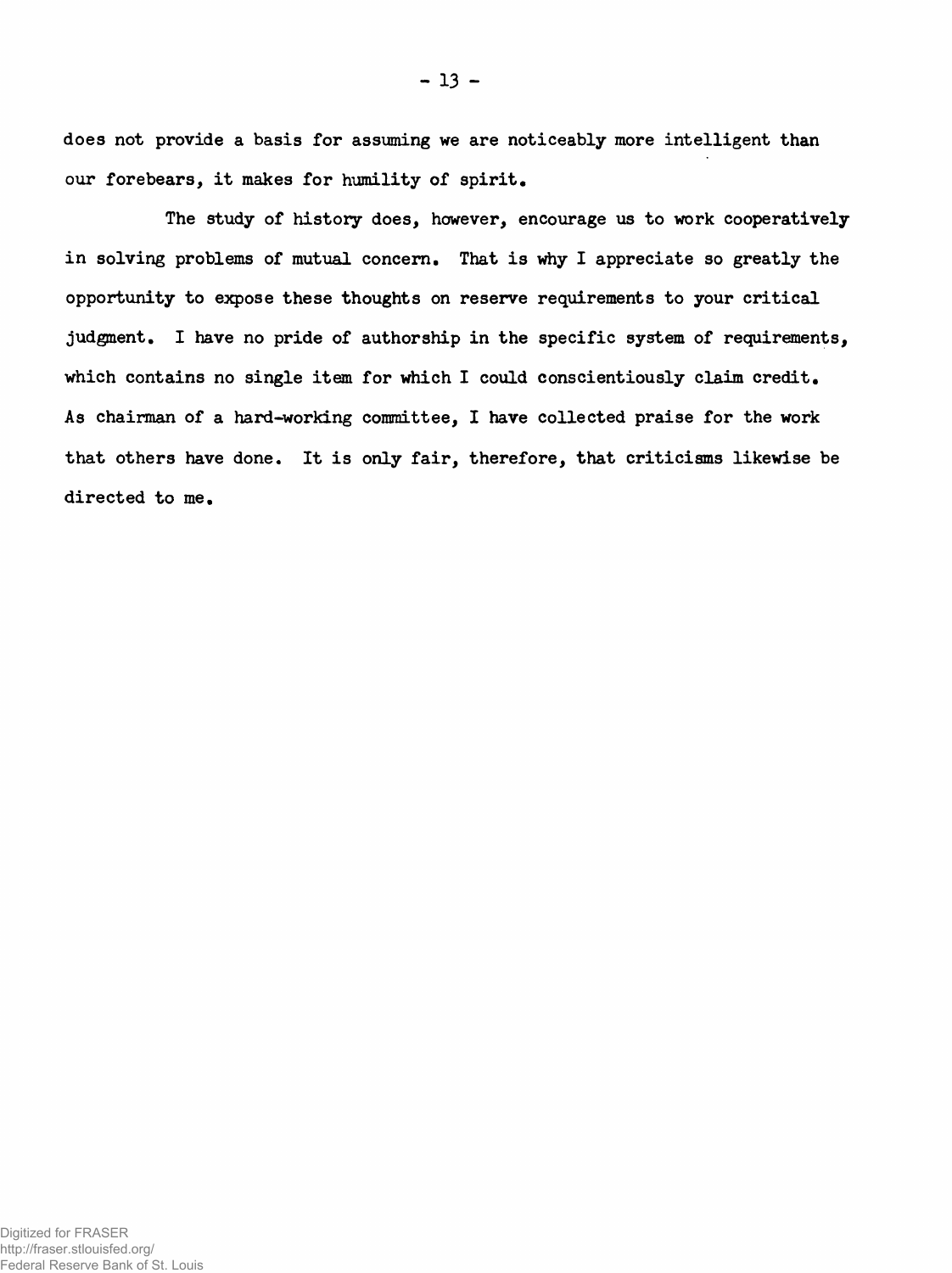does not provide a basis for assuming we are noticeably more intelligent than our forebears, it makes for humility of spirit.

The study of history does, however, encourage us to work cooperatively in solving problems of mutual concern. That is why I appreciate so greatly the opportunity to expose these thoughts on reserve requirements to your critical judgment. I have no pride of authorship in the specific system of requirements, which contains no single item for which I could conscientiously claim credit. As chairman of a hard-working committee, I have collected praise for the work that others have done. It is only fair, therefore, that criticisms likewise be directed to me.